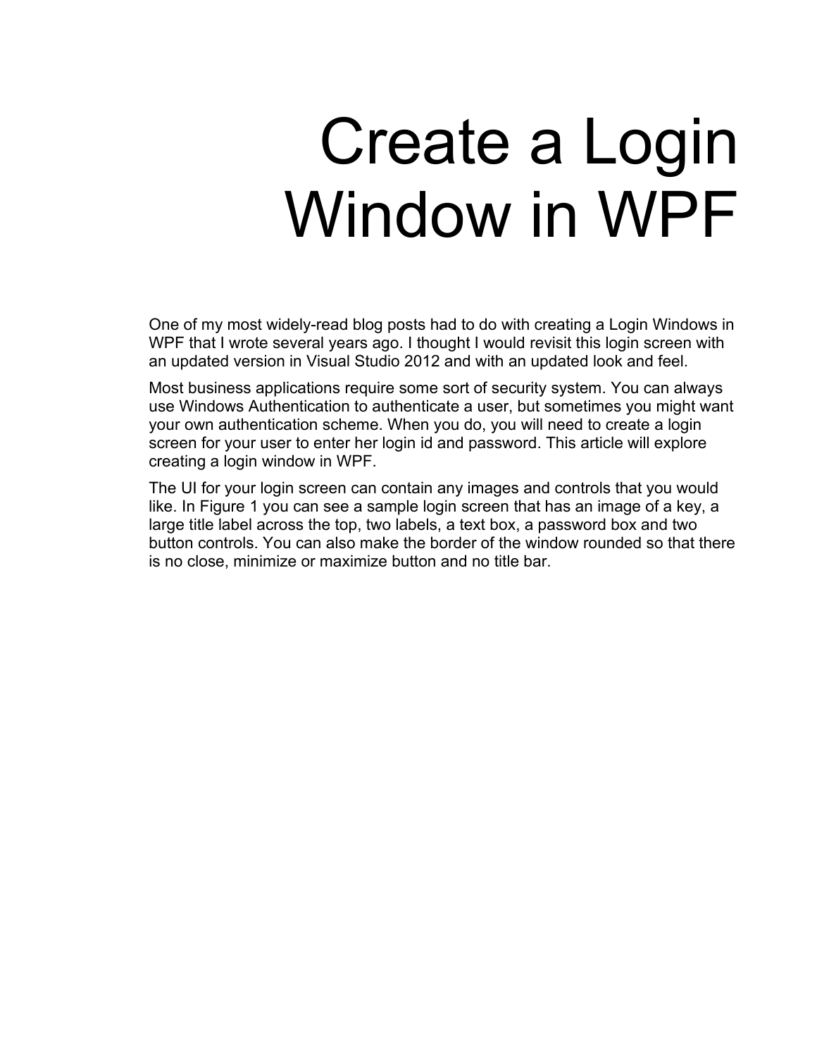# Create a Login Window in WPF

One of my most widely-read blog posts had to do with creating a Login Windows in WPF that I wrote several years ago. I thought I would revisit this login screen with an updated version in Visual Studio 2012 and with an updated look and feel.

Most business applications require some sort of security system. You can always use Windows Authentication to authenticate a user, but sometimes you might want your own authentication scheme. When you do, you will need to create a login screen for your user to enter her login id and password. This article will explore creating a login window in WPF.

The UI for your login screen can contain any images and controls that you would like. In Figure 1 you can see a sample login screen that has an image of a key, a large title label across the top, two labels, a text box, a password box and two button controls. You can also make the border of the window rounded so that there is no close, minimize or maximize button and no title bar.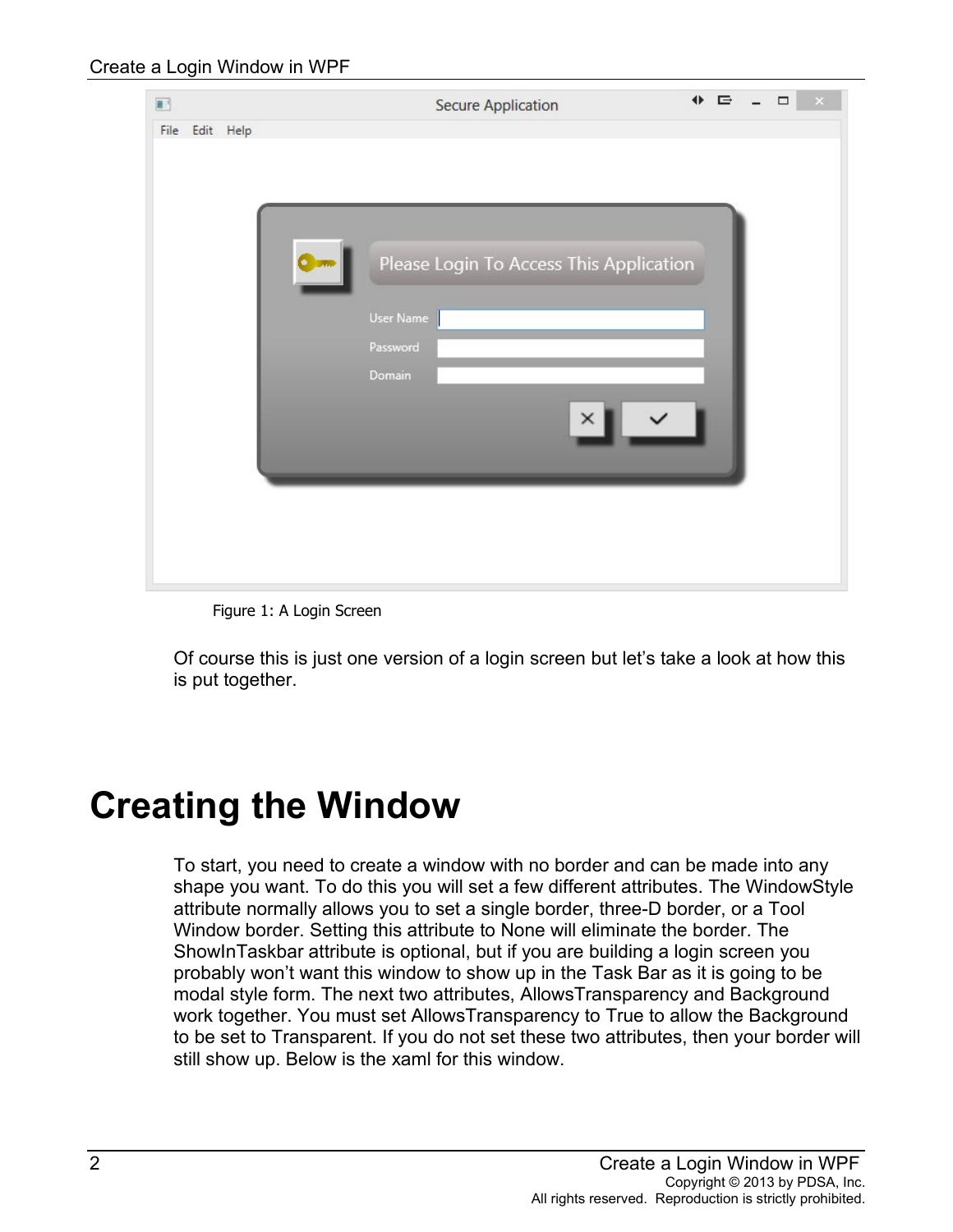Figure 1: A Login Screen

Of course this is just one version of a login screen but let's take a look at how this is put together.

# Creating the Window

To start, you need to create a window with no border and can be made into any shape you want. To do this you will set a few different attributes. The WindowStyle attribute normally allows you to set a single border, three-D border, or a Tool Window border. Setting this attribute to None will eliminate the border. The ShowInTaskbar attribute is optional, but if you are building a login screen you probably won't want this window to show up in the Task Bar as it is going to be modal style form. The next two attributes, AllowsTransparency and Background work together. You must set AllowsTransparency to True to allow the Background to be set to Transparent. If you do not set these two attributes, then your border will still show up. Below is the xaml for this window.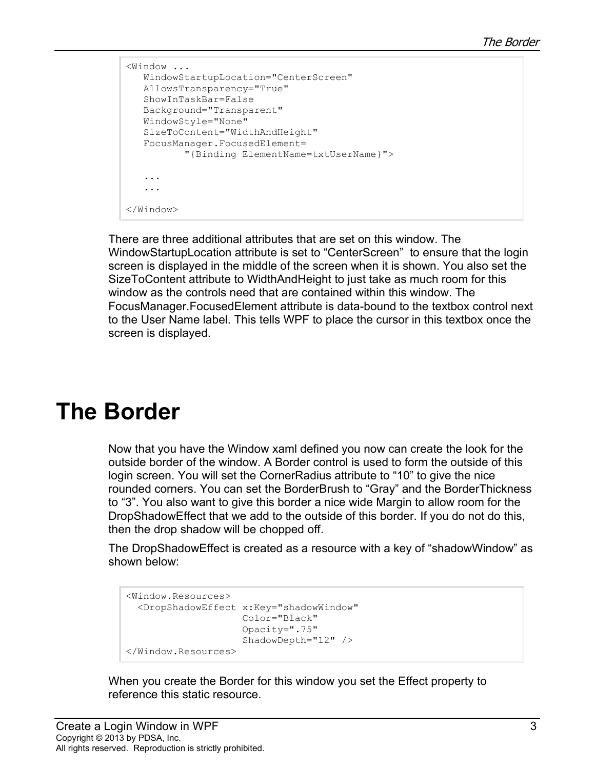```
<Window ...
   WindowStartupLocation="CenterScreen"
   AllowsTransparency="True"
   ShowInTaskBar=False
   Background="Transparent"
   WindowStyle="None"
   SizeToContent="WidthAndHeight"
   FocusManager.FocusedElement=
          "{Binding ElementName=txtUserName}">

   ...
   ...

</Window>
```

There are three additional attributes that are set on this window. The WindowStartupLocation attribute is set to "CenterScreen" to ensure that the login screen is displayed in the middle of the screen when it is shown. You also set the SizeToContent attribute to WidthAndHeight to just take as much room for this window as the controls need that are contained within this window. The FocusManager.FocusedElement attribute is data-bound to the textbox control next to the User Name label. This tells WPF to place the cursor in this textbox once the screen is displayed.

# The Border

Now that you have the Window xaml defined you now can create the look for the outside border of the window. A Border control is used to form the outside of this login screen. You will set the CornerRadius attribute to "10" to give the nice rounded corners. You can set the BorderBrush to "Gray" and the BorderThickness to "3". You also want to give this border a nice wide Margin to allow room for the DropShadowEffect that we add to the outside of this border. If you do not do this, then the drop shadow will be chopped off.

The DropShadowEffect is created as a resource with a key of "shadowWindow" as shown below:

```
<Window.Resources>
  <DropShadowEffect x:Key="shadowWindow"
                    Color="Black"
                    Opacity=".75"
                    ShadowDepth="12" />
</Window.Resources>
```

When you create the Border for this window you set the Effect property to reference this static resource.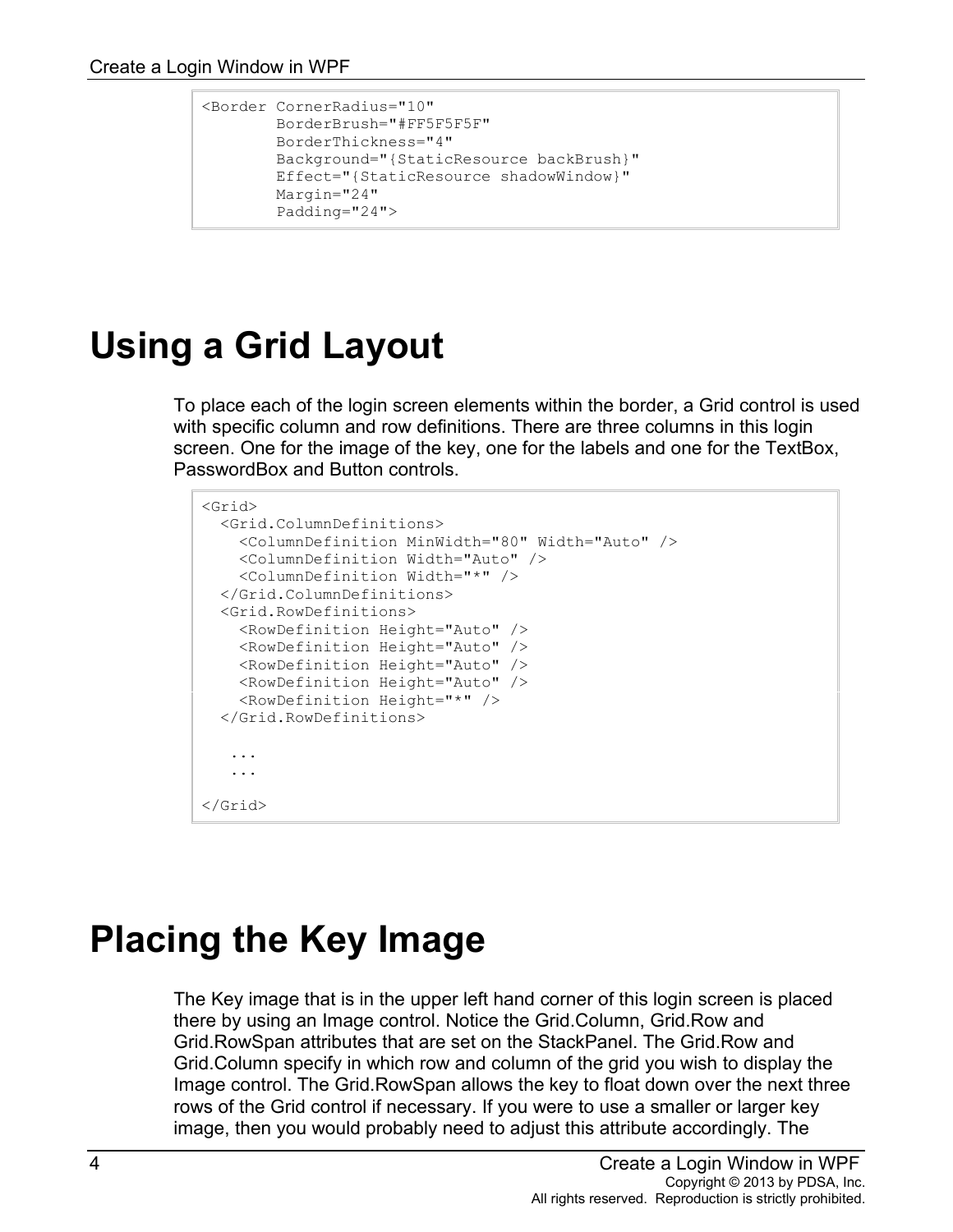```
<Border CornerRadius="10"
        BorderBrush="#FF5F5F5F"
        BorderThickness="4"
        Background="{StaticResource backBrush}"
        Effect="{StaticResource shadowWindow}"
        Margin="24"
        Padding="24">
```

# Using a Grid Layout

To place each of the login screen elements within the border, a Grid control is used with specific column and row definitions. There are three columns in this login screen. One for the image of the key, one for the labels and one for the TextBox, PasswordBox and Button controls.

```
<Grid>
  <Grid.ColumnDefinitions>
    <ColumnDefinition MinWidth="80" Width="Auto" />
    <ColumnDefinition Width="Auto" />
    <ColumnDefinition Width="*" />
  </Grid.ColumnDefinitions>
  <Grid.RowDefinitions>
    <RowDefinition Height="Auto" />
    <RowDefinition Height="Auto" />
    <RowDefinition Height="Auto" />
    <RowDefinition Height="Auto" />
    <RowDefinition Height="*" />
  </Grid.RowDefinitions>

   ...
   ...

</Grid>
```

# Placing the Key Image

The Key image that is in the upper left hand corner of this login screen is placed there by using an Image control. Notice the Grid.Column, Grid.Row and Grid.RowSpan attributes that are set on the StackPanel. The Grid.Row and Grid.Column specify in which row and column of the grid you wish to display the Image control. The Grid.RowSpan allows the key to float down over the next three rows of the Grid control if necessary. If you were to use a smaller or larger key image, then you would probably need to adjust this attribute accordingly. The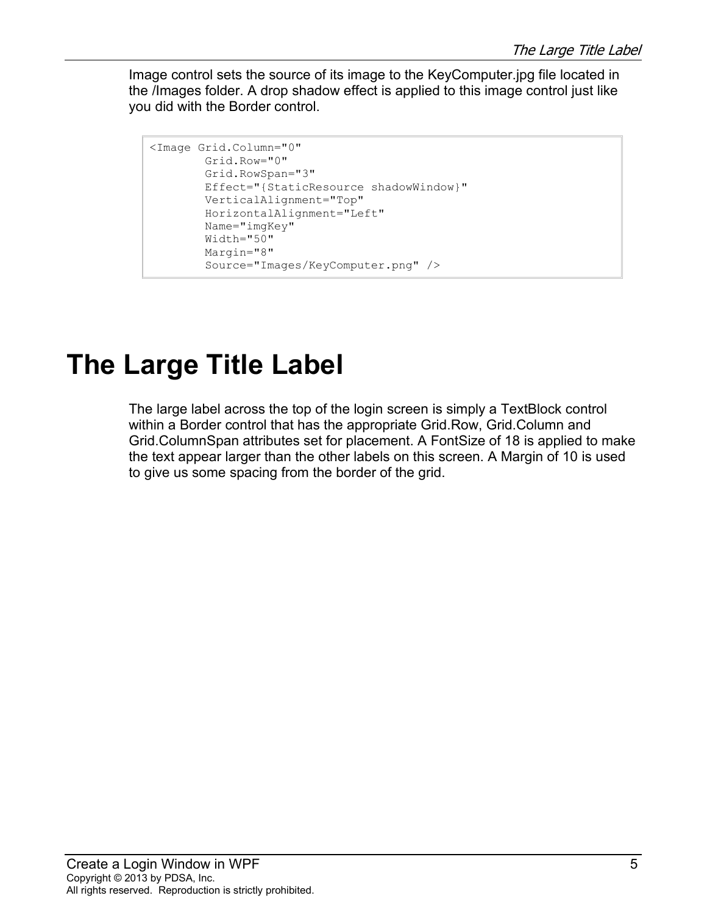Image control sets the source of its image to the KeyComputer.jpg file located in the /Images folder. A drop shadow effect is applied to this image control just like you did with the Border control.

```
<Image Grid.Column="0"
        Grid.Row="0"
        Grid.RowSpan="3"
        Effect="{StaticResource shadowWindow}"
        VerticalAlignment="Top"
        HorizontalAlignment="Left"
        Name="imgKey"
        Width="50"
        Margin="8"
        Source="Images/KeyComputer.png" />
```

# The Large Title Label

The large label across the top of the login screen is simply a TextBlock control within a Border control that has the appropriate Grid.Row, Grid.Column and Grid.ColumnSpan attributes set for placement. A FontSize of 18 is applied to make the text appear larger than the other labels on this screen. A Margin of 10 is used to give us some spacing from the border of the grid.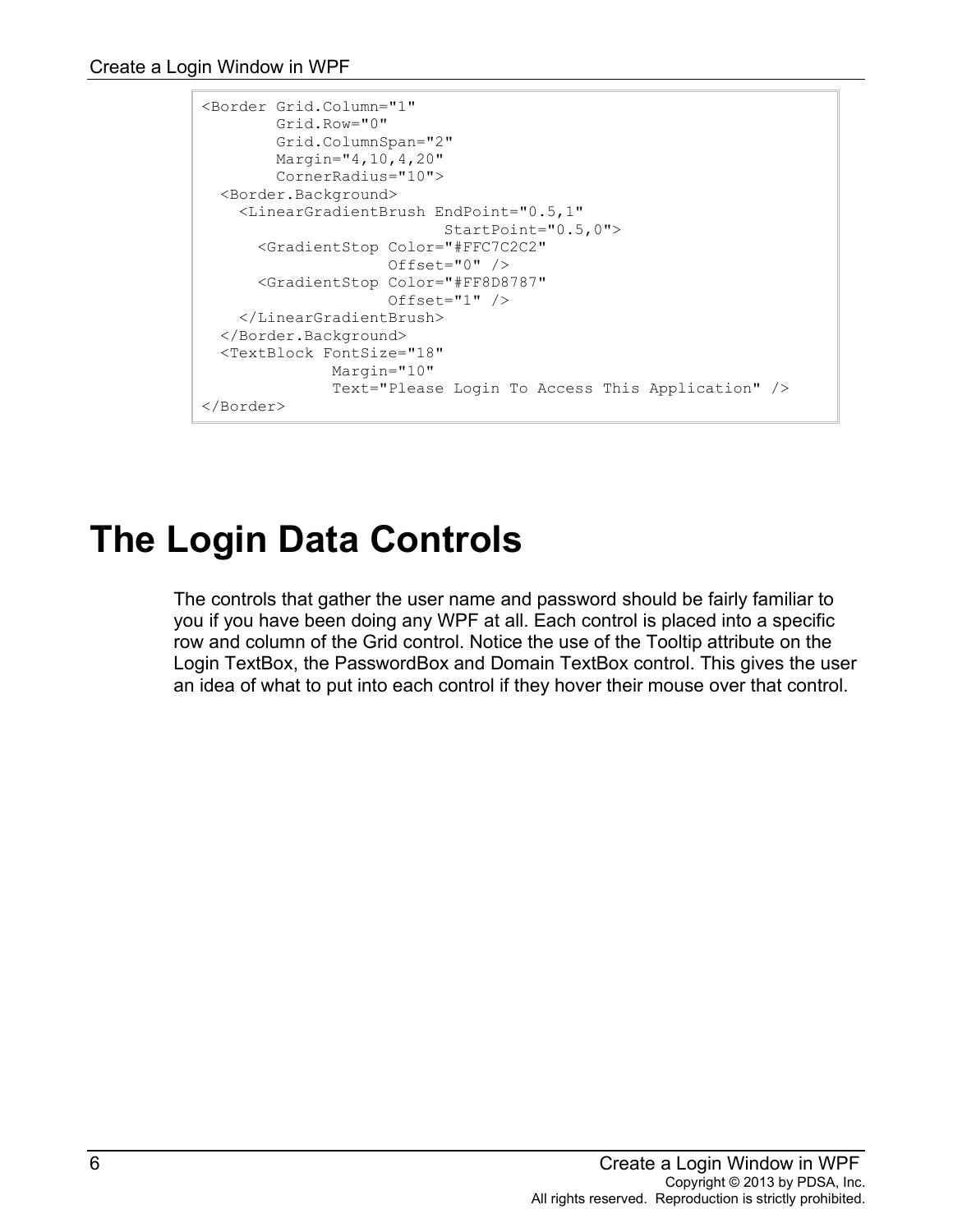```
<Border Grid.Column="1"
        Grid.Row="0"
        Grid.ColumnSpan="2"
        Margin="4,10,4,20"
        CornerRadius="10">
  <Border.Background>
    <LinearGradientBrush EndPoint="0.5,1"
                         StartPoint="0.5,0">
      <GradientStop Color="#FFC7C2C2"
                    Offset="0" />
      <GradientStop Color="#FF8D8787"
                    Offset="1" />
    </LinearGradientBrush>
  </Border.Background>
  <TextBlock FontSize="18"
             Margin="10"
             Text="Please Login To Access This Application" />
</Border>
```

# The Login Data Controls

The controls that gather the user name and password should be fairly familiar to you if you have been doing any WPF at all. Each control is placed into a specific row and column of the Grid control. Notice the use of the Tooltip attribute on the Login TextBox, the PasswordBox and Domain TextBox control. This gives the user an idea of what to put into each control if they hover their mouse over that control.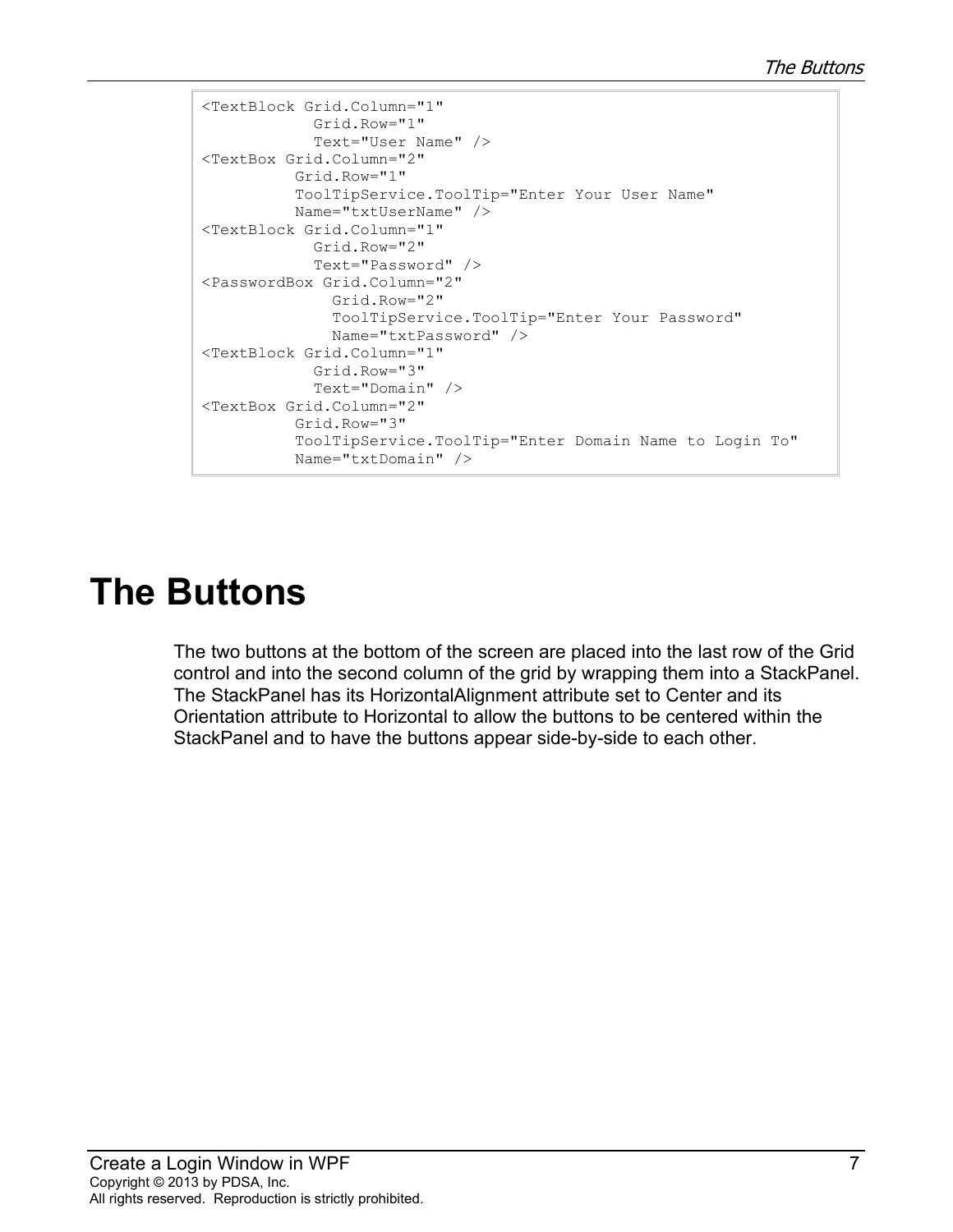```
<TextBlock Grid.Column="1"
           Grid.Row="1"
           Text="User Name" />
<TextBox Grid.Column="2"
         Grid.Row="1"
         ToolTipService.ToolTip="Enter Your User Name"
         Name="txtUserName" />
<TextBlock Grid.Column="1"
           Grid.Row="2"
           Text="Password" />
<PasswordBox Grid.Column="2"
             Grid.Row="2"
             ToolTipService.ToolTip="Enter Your Password"
             Name="txtPassword" />
<TextBlock Grid.Column="1"
           Grid.Row="3"
           Text="Domain" />
<TextBox Grid.Column="2"
         Grid.Row="3"
         ToolTipService.ToolTip="Enter Domain Name to Login To"
         Name="txtDomain" />
```

# The Buttons

The two buttons at the bottom of the screen are placed into the last row of the Grid control and into the second column of the grid by wrapping them into a StackPanel. The StackPanel has its HorizontalAlignment attribute set to Center and its Orientation attribute to Horizontal to allow the buttons to be centered within the StackPanel and to have the buttons appear side-by-side to each other.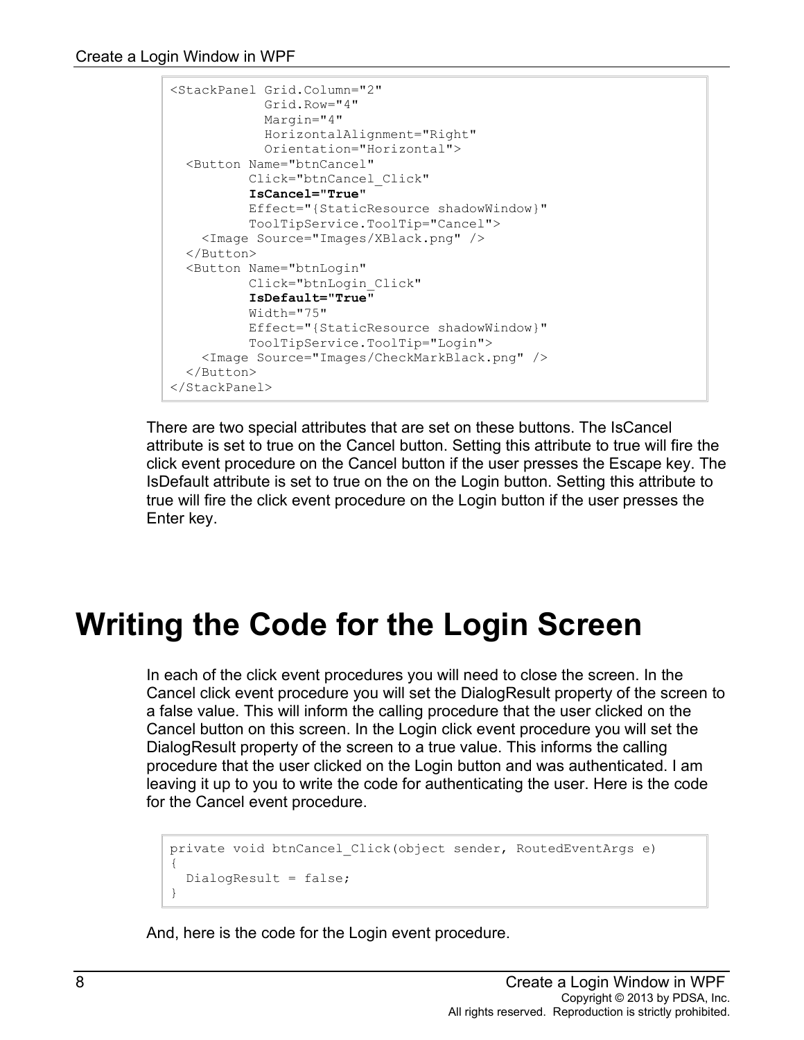```
<StackPanel Grid.Column="2"
            Grid.Row="4"
            Margin="4"
            HorizontalAlignment="Right"
            Orientation="Horizontal">
  <Button Name="btnCancel"
          Click="btnCancel_Click"
          IsCancel="True"
          Effect="{StaticResource shadowWindow}"
          ToolTipService.ToolTip="Cancel">
    <Image Source="Images/XBlack.png" />
  </Button>
  <Button Name="btnLogin"
          Click="btnLogin_Click"
          IsDefault="True"
          Width="75"
          Effect="{StaticResource shadowWindow}"
          ToolTipService.ToolTip="Login">
    <Image Source="Images/CheckMarkBlack.png" />
  </Button>
</StackPanel>
```

There are two special attributes that are set on these buttons. The IsCancel attribute is set to true on the Cancel button. Setting this attribute to true will fire the click event procedure on the Cancel button if the user presses the Escape key. The IsDefault attribute is set to true on the on the Login button. Setting this attribute to true will fire the click event procedure on the Login button if the user presses the Enter key.

# Writing the Code for the Login Screen

In each of the click event procedures you will need to close the screen. In the Cancel click event procedure you will set the DialogResult property of the screen to a false value. This will inform the calling procedure that the user clicked on the Cancel button on this screen. In the Login click event procedure you will set the DialogResult property of the screen to a true value. This informs the calling procedure that the user clicked on the Login button and was authenticated. I am leaving it up to you to write the code for authenticating the user. Here is the code for the Cancel event procedure.

```
private void btnCancel_Click(object sender, RoutedEventArgs e)
{
  DialogResult = false;
}
```

And, here is the code for the Login event procedure.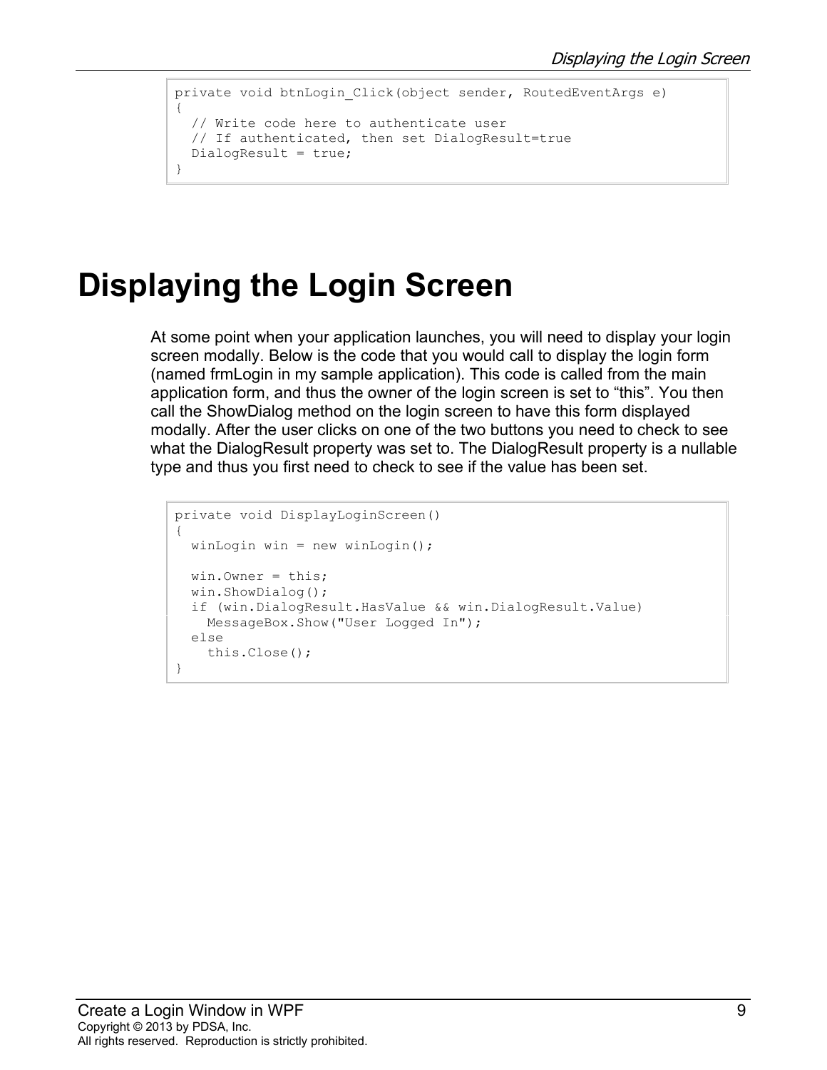```
private void btnLogin_Click(object sender, RoutedEventArgs e)
{
  // Write code here to authenticate user
  // If authenticated, then set DialogResult=true
  DialogResult = true;
}
```

# Displaying the Login Screen

At some point when your application launches, you will need to display your login screen modally. Below is the code that you would call to display the login form (named frmLogin in my sample application). This code is called from the main application form, and thus the owner of the login screen is set to “this”. You then call the ShowDialog method on the login screen to have this form displayed modally. After the user clicks on one of the two buttons you need to check to see what the DialogResult property was set to. The DialogResult property is a nullable type and thus you first need to check to see if the value has been set.

```
private void DisplayLoginScreen()
{
  winLogin win = new winLogin();

  win.Owner = this;
  win.ShowDialog();
  if (win.DialogResult.HasValue && win.DialogResult.Value)
    MessageBox.Show("User Logged In");
  else
    this.Close();
}
```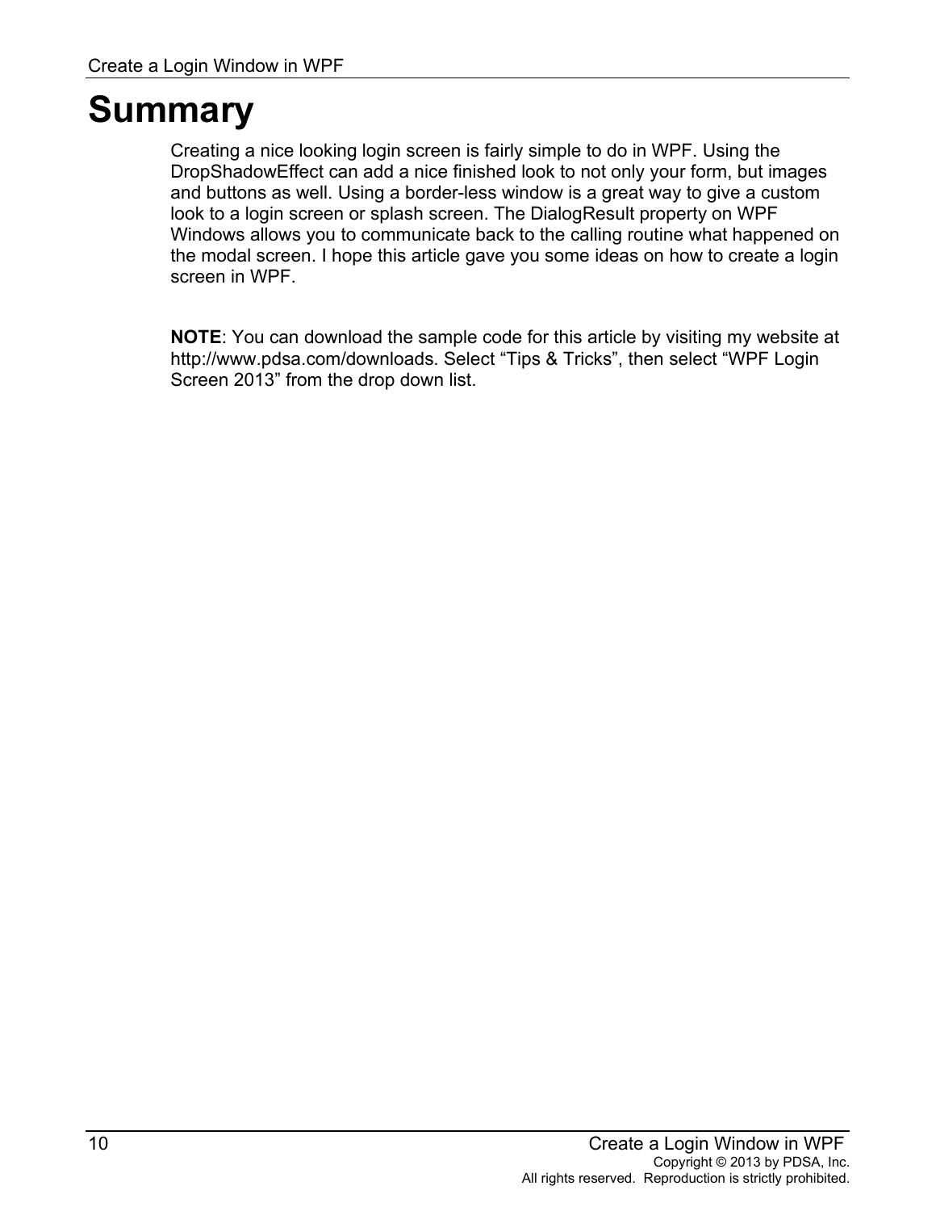# Summary

Creating a nice looking login screen is fairly simple to do in WPF. Using the DropShadowEffect can add a nice finished look to not only your form, but images and buttons as well. Using a border-less window is a great way to give a custom look to a login screen or splash screen. The DialogResult property on WPF Windows allows you to communicate back to the calling routine what happened on the modal screen. I hope this article gave you some ideas on how to create a login screen in WPF.

**NOTE**: You can download the sample code for this article by visiting my website at http://www.pdsa.com/downloads. Select “Tips & Tricks”, then select “WPF Login Screen 2013” from the drop down list.